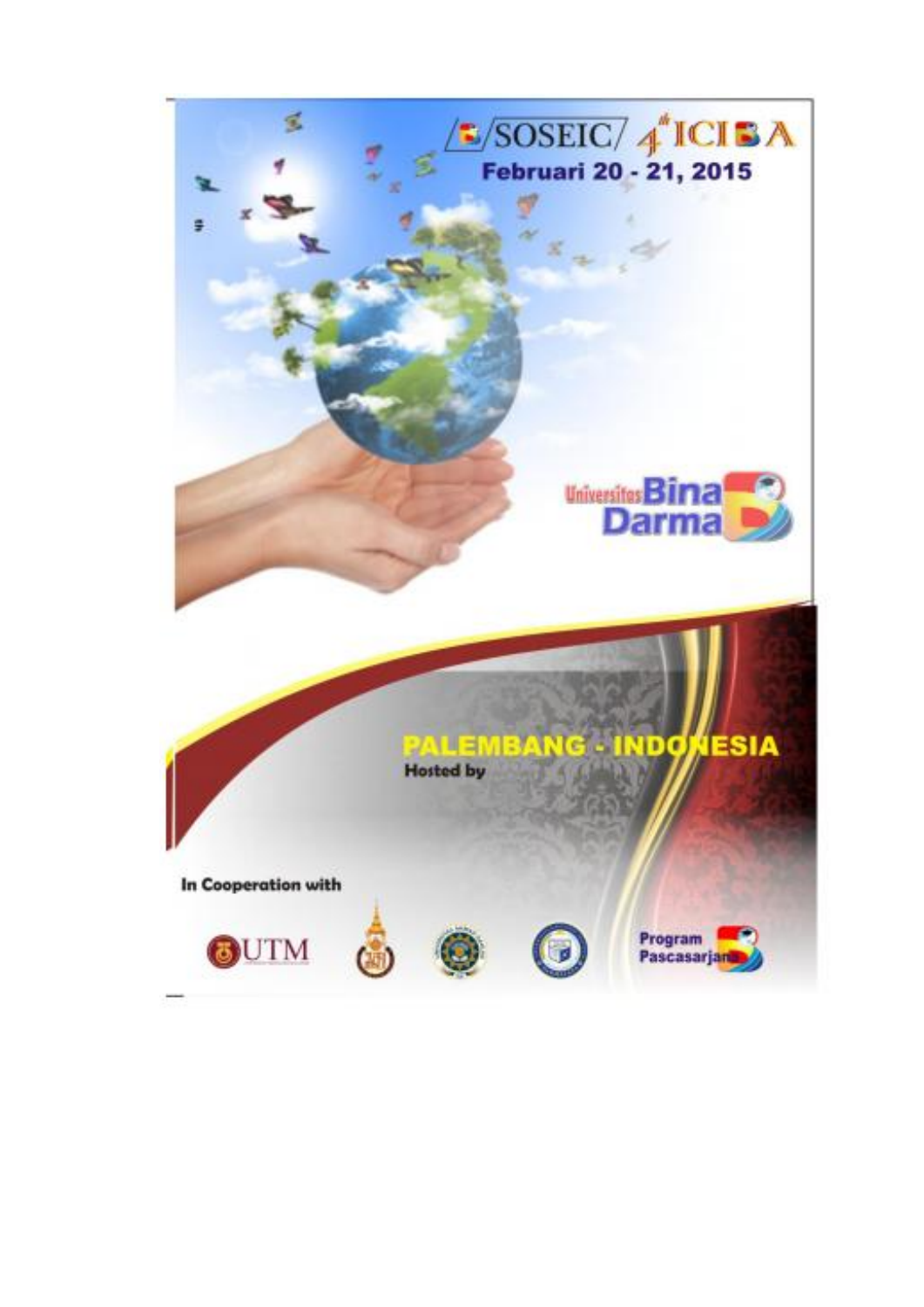SOSEIC / 4th ICIBA

**Februari 20 - 21, 2015**

Universitas Bina Darma

**PALEMBANG - INDONESIA**

**Hosted by**

**In Cooperation with**

UTM

Program Pascasarjana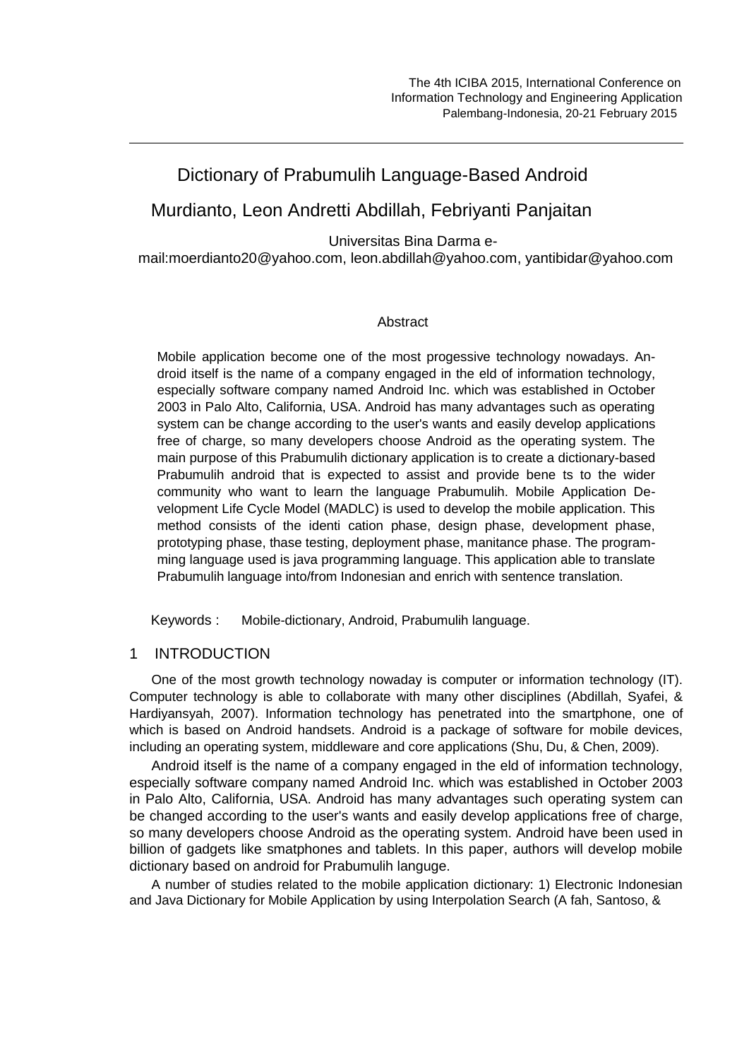# Dictionary of Prabumulih Language-Based Android

## Murdianto, Leon Andretti Abdillah, Febriyanti Panjaitan

Universitas Bina Darma e-mail:moerdianto20@yahoo.com, leon.abdillah@yahoo.com, yantibidar@yahoo.com

### Abstract

Mobile application become one of the most progessive technology nowadays. Android itself is the name of a company engaged in the eld of information technology, especially software company named Android Inc. which was established in October 2003 in Palo Alto, California, USA. Android has many advantages such as operating system can be change according to the user's wants and easily develop applications free of charge, so many developers choose Android as the operating system. The main purpose of this Prabumulih dictionary application is to create a dictionary-based Prabumulih android that is expected to assist and provide bene ts to the wider community who want to learn the language Prabumulih. Mobile Application Development Life Cycle Model (MADLC) is used to develop the mobile application. This method consists of the identi cation phase, design phase, development phase, prototyping phase, thase testing, deployment phase, manitance phase. The programming language used is java programming language. This application able to translate Prabumulih language into/from Indonesian and enrich with sentence translation.

Keywords : Mobile-dictionary, Android, Prabumulih language.

## 1 INTRODUCTION

One of the most growth technology nowaday is computer or information technology (IT). Computer technology is able to collaborate with many other disciplines (Abdillah, Syafei, & Hardiyansyah, 2007). Information technology has penetrated into the smartphone, one of which is based on Android handsets. Android is a package of software for mobile devices, including an operating system, middleware and core applications (Shu, Du, & Chen, 2009).

Android itself is the name of a company engaged in the eld of information technology, especially software company named Android Inc. which was established in October 2003 in Palo Alto, California, USA. Android has many advantages such operating system can be changed according to the user's wants and easily develop applications free of charge, so many developers choose Android as the operating system. Android have been used in billion of gadgets like smatphones and tablets. In this paper, authors will develop mobile dictionary based on android for Prabumulih languge.

A number of studies related to the mobile application dictionary: 1) Electronic Indonesian and Java Dictionary for Mobile Application by using Interpolation Search (A fah, Santoso, &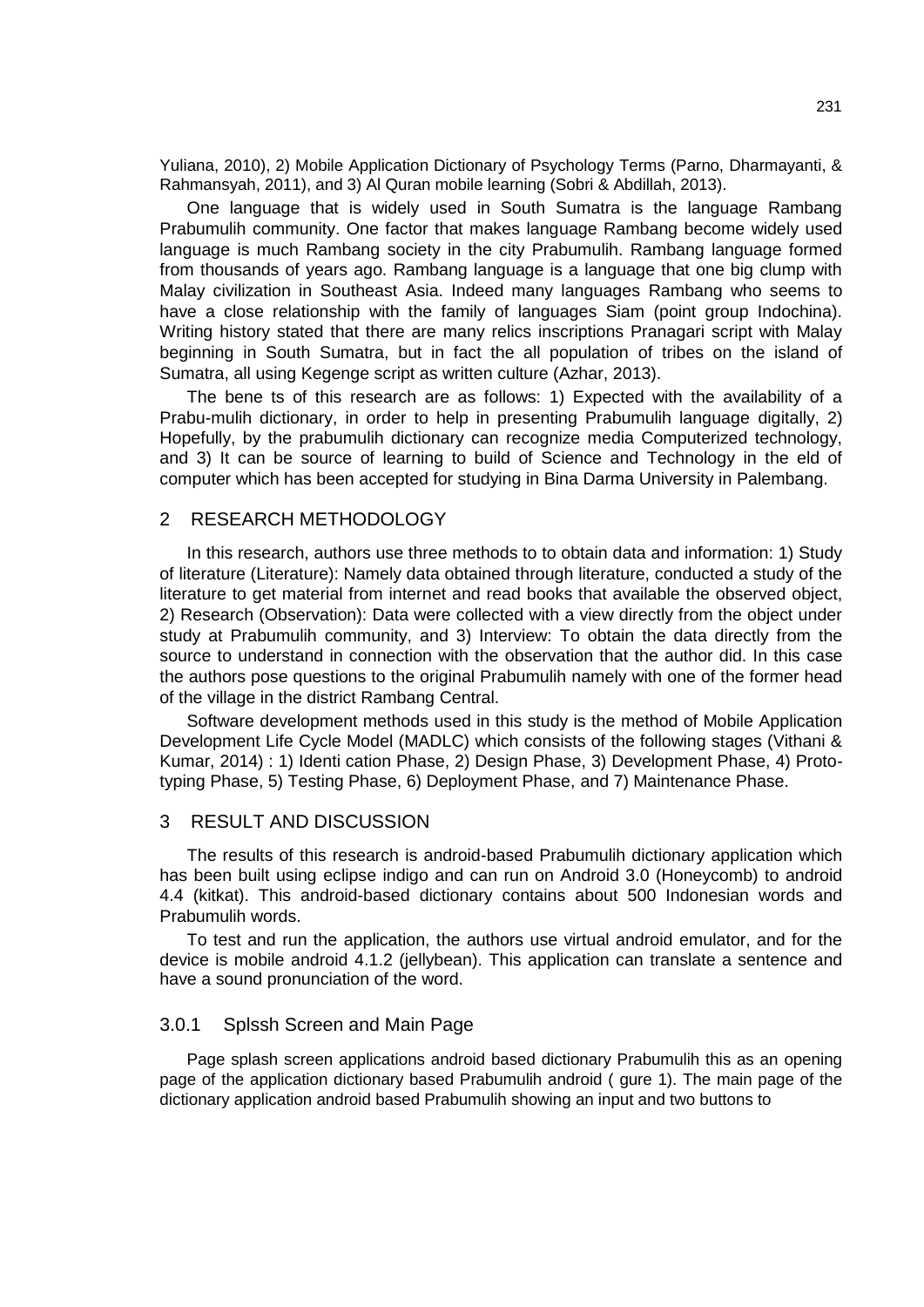Yuliana, 2010), 2) Mobile Application Dictionary of Psychology Terms (Parno, Dharmayanti, & Rahmansyah, 2011), and 3) Al Quran mobile learning (Sobri & Abdillah, 2013).

One language that is widely used in South Sumatra is the language Rambang Prabumulih community. One factor that makes language Rambang become widely used language is much Rambang society in the city Prabumulih. Rambang language formed from thousands of years ago. Rambang language is a language that one big clump with Malay civilization in Southeast Asia. Indeed many languages Rambang who seems to have a close relationship with the family of languages Siam (point group Indochina). Writing history stated that there are many relics inscriptions Pranagari script with Malay beginning in South Sumatra, but in fact the all population of tribes on the island of Sumatra, all using Kegenge script as written culture (Azhar, 2013).

The bene ts of this research are as follows: 1) Expected with the availability of a Prabu-mulih dictionary, in order to help in presenting Prabumulih language digitally, 2) Hopefully, by the prabumulih dictionary can recognize media Computerized technology, and 3) It can be source of learning to build of Science and Technology in the eld of computer which has been accepted for studying in Bina Darma University in Palembang.

## 2 RESEARCH METHODOLOGY

In this research, authors use three methods to to obtain data and information: 1) Study of literature (Literature): Namely data obtained through literature, conducted a study of the literature to get material from internet and read books that available the observed object, 2) Research (Observation): Data were collected with a view directly from the object under study at Prabumulih community, and 3) Interview: To obtain the data directly from the source to understand in connection with the observation that the author did. In this case the authors pose questions to the original Prabumulih namely with one of the former head of the village in the district Rambang Central.

Software development methods used in this study is the method of Mobile Application Development Life Cycle Model (MADLC) which consists of the following stages (Vithani & Kumar, 2014) : 1) Identi cation Phase, 2) Design Phase, 3) Development Phase, 4) Proto-typing Phase, 5) Testing Phase, 6) Deployment Phase, and 7) Maintenance Phase.

## 3 RESULT AND DISCUSSION

The results of this research is android-based Prabumulih dictionary application which has been built using eclipse indigo and can run on Android 3.0 (Honeycomb) to android 4.4 (kitkat). This android-based dictionary contains about 500 Indonesian words and Prabumulih words.

To test and run the application, the authors use virtual android emulator, and for the device is mobile android 4.1.2 (jellybean). This application can translate a sentence and have a sound pronunciation of the word.

### 3.0.1 Splssh Screen and Main Page

Page splash screen applications android based dictionary Prabumulih this as an opening page of the application dictionary based Prabumulih android ( gure 1). The main page of the dictionary application android based Prabumulih showing an input and two buttons to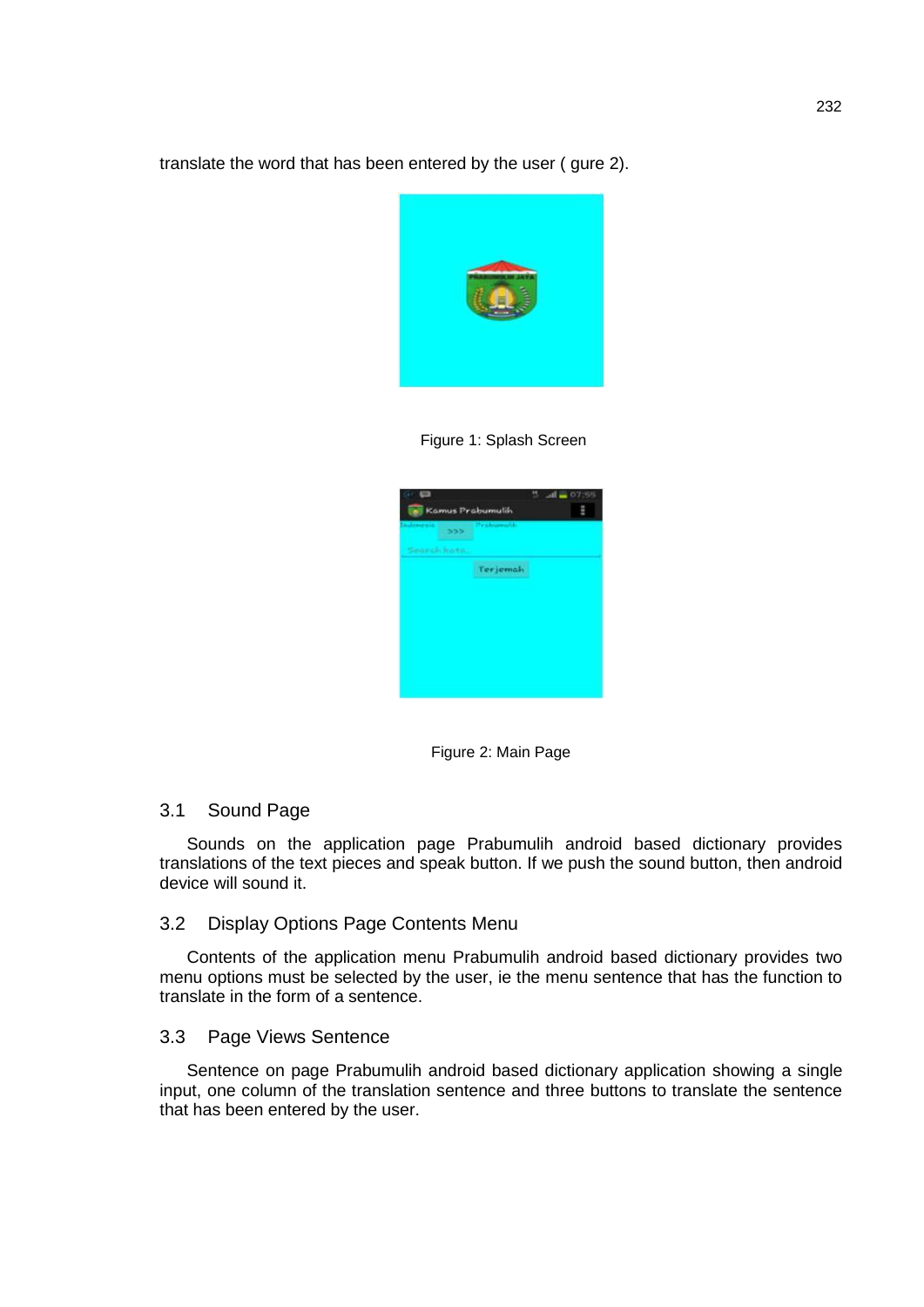translate the word that has been entered by the user ( gure 2).

Figure 1: Splash Screen

Figure 2: Main Page

### 3.1 Sound Page

Sounds on the application page Prabumulih android based dictionary provides translations of the text pieces and speak button. If we push the sound button, then android device will sound it.

### 3.2 Display Options Page Contents Menu

Contents of the application menu Prabumulih android based dictionary provides two menu options must be selected by the user, ie the menu sentence that has the function to translate in the form of a sentence.

### 3.3 Page Views Sentence

Sentence on page Prabumulih android based dictionary application showing a single input, one column of the translation sentence and three buttons to translate the sentence that has been entered by the user.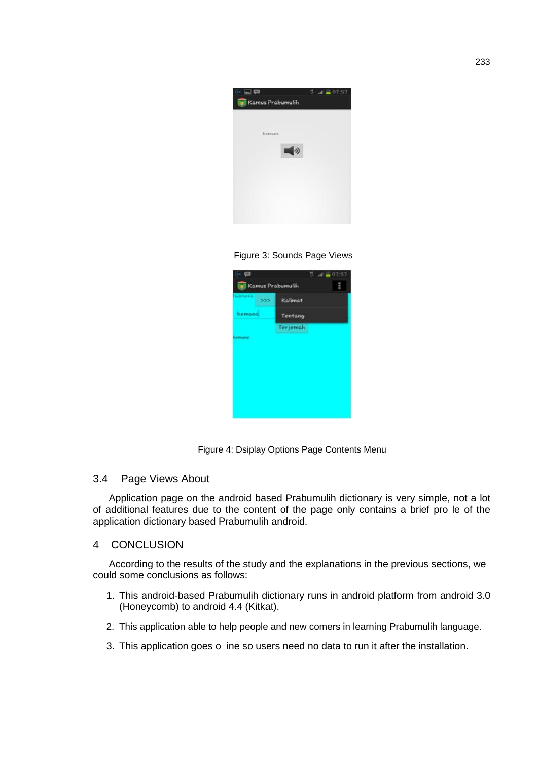Figure 3: Sounds Page Views

Figure 4: Dsiplay Options Page Contents Menu

### 3.4 Page Views About

Application page on the android based Prabumulih dictionary is very simple, not a lot of additional features due to the content of the page only contains a brief pro le of the application dictionary based Prabumulih android.

## 4 CONCLUSION

According to the results of the study and the explanations in the previous sections, we could some conclusions as follows:

1. This android-based Prabumulih dictionary runs in android platform from android 3.0 (Honeycomb) to android 4.4 (Kitkat).
2. This application able to help people and new comers in learning Prabumulih language.
3. This application goes o ine so users need no data to run it after the installation.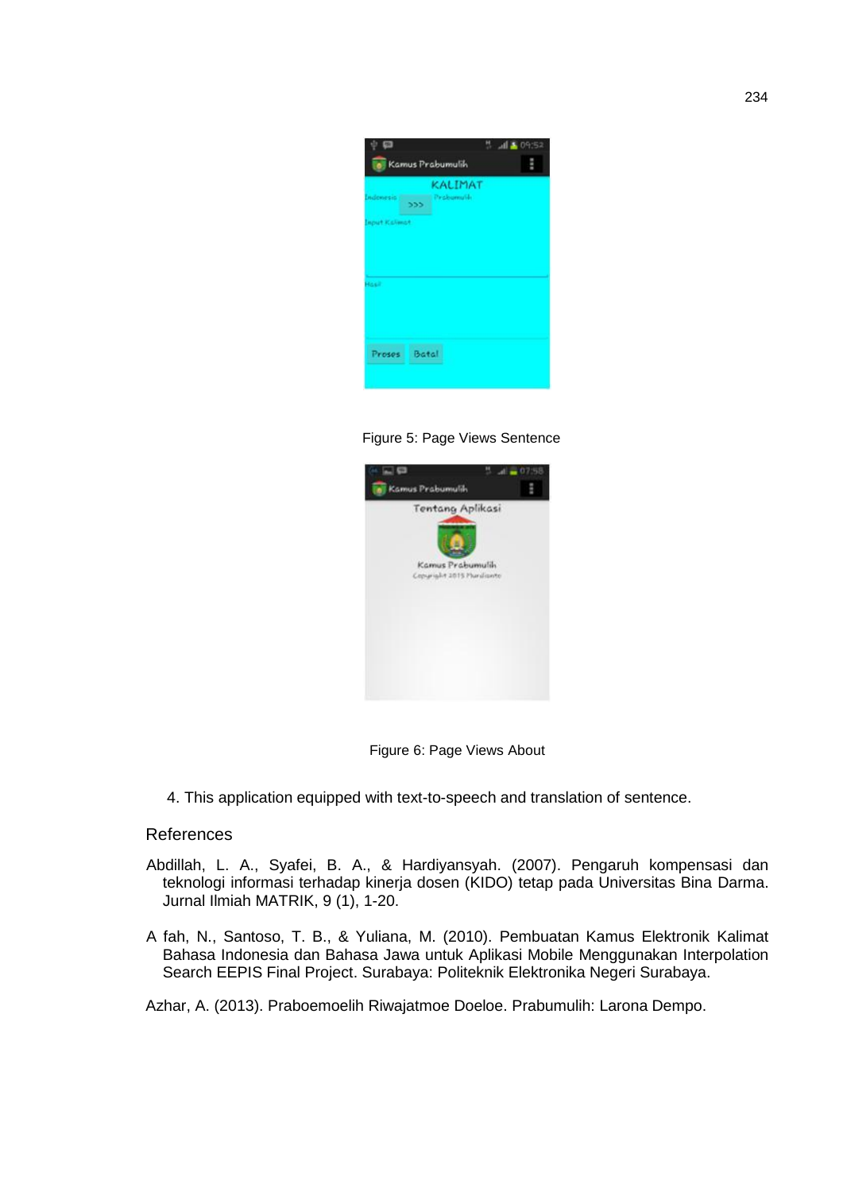Figure 5: Page Views Sentence

Figure 6: Page Views About

4. This application equipped with text-to-speech and translation of sentence.

## References

Abdillah, L. A., Syafei, B. A., & Hardiyansyah. (2007). Pengaruh kompensasi dan teknologi informasi terhadap kinerja dosen (KIDO) tetap pada Universitas Bina Darma. Jurnal Ilmiah MATRIK, 9 (1), 1-20.

A fah, N., Santoso, T. B., & Yuliana, M. (2010). Pembuatan Kamus Elektronik Kalimat Bahasa Indonesia dan Bahasa Jawa untuk Aplikasi Mobile Menggunakan Interpolation Search EEPIS Final Project. Surabaya: Politeknik Elektronika Negeri Surabaya.

Azhar, A. (2013). Praboemoelih Riwajatmoe Doeloe. Prabumulih: Larona Dempo.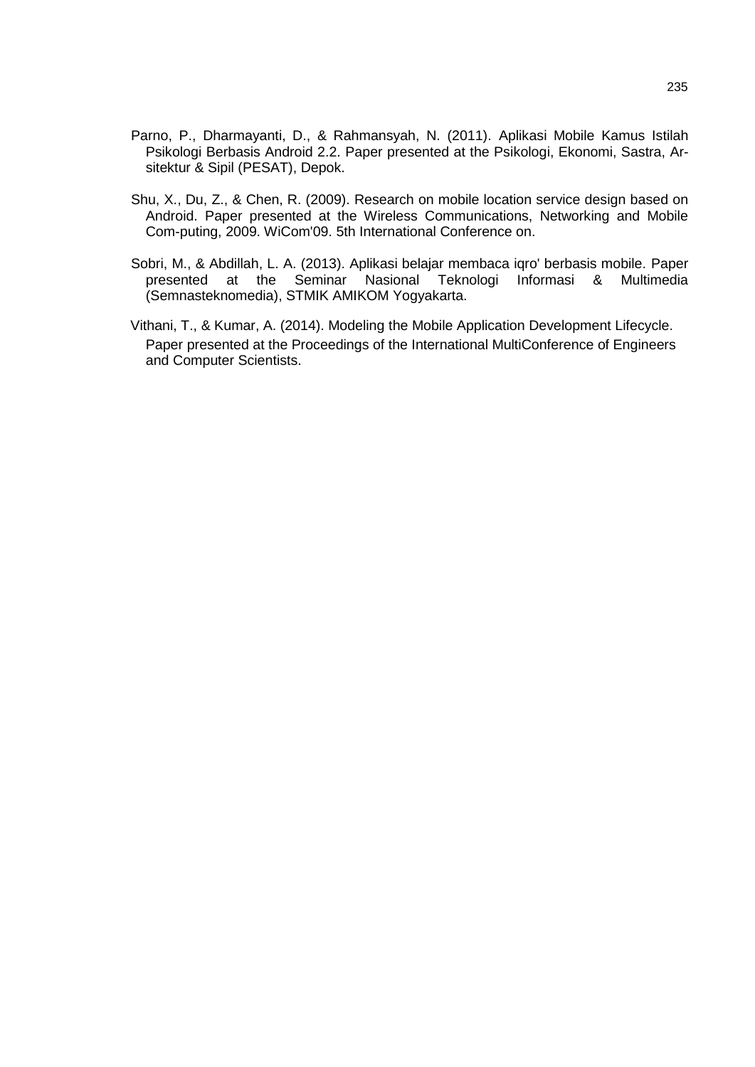Parno, P., Dharmayanti, D., & Rahmansyah, N. (2011). Aplikasi Mobile Kamus Istilah Psikologi Berbasis Android 2.2. Paper presented at the Psikologi, Ekonomi, Sastra, Ar-sitektur & Sipil (PESAT), Depok.

Shu, X., Du, Z., & Chen, R. (2009). Research on mobile location service design based on Android. Paper presented at the Wireless Communications, Networking and Mobile Com-puting, 2009. WiCom'09. 5th International Conference on.

Sobri, M., & Abdillah, L. A. (2013). Aplikasi belajar membaca iqro' berbasis mobile. Paper presented at the Seminar Nasional Teknologi Informasi & Multimedia (Semnasteknomedia), STMIK AMIKOM Yogyakarta.

Vithani, T., & Kumar, A. (2014). Modeling the Mobile Application Development Lifecycle. Paper presented at the Proceedings of the International MultiConference of Engineers and Computer Scientists.